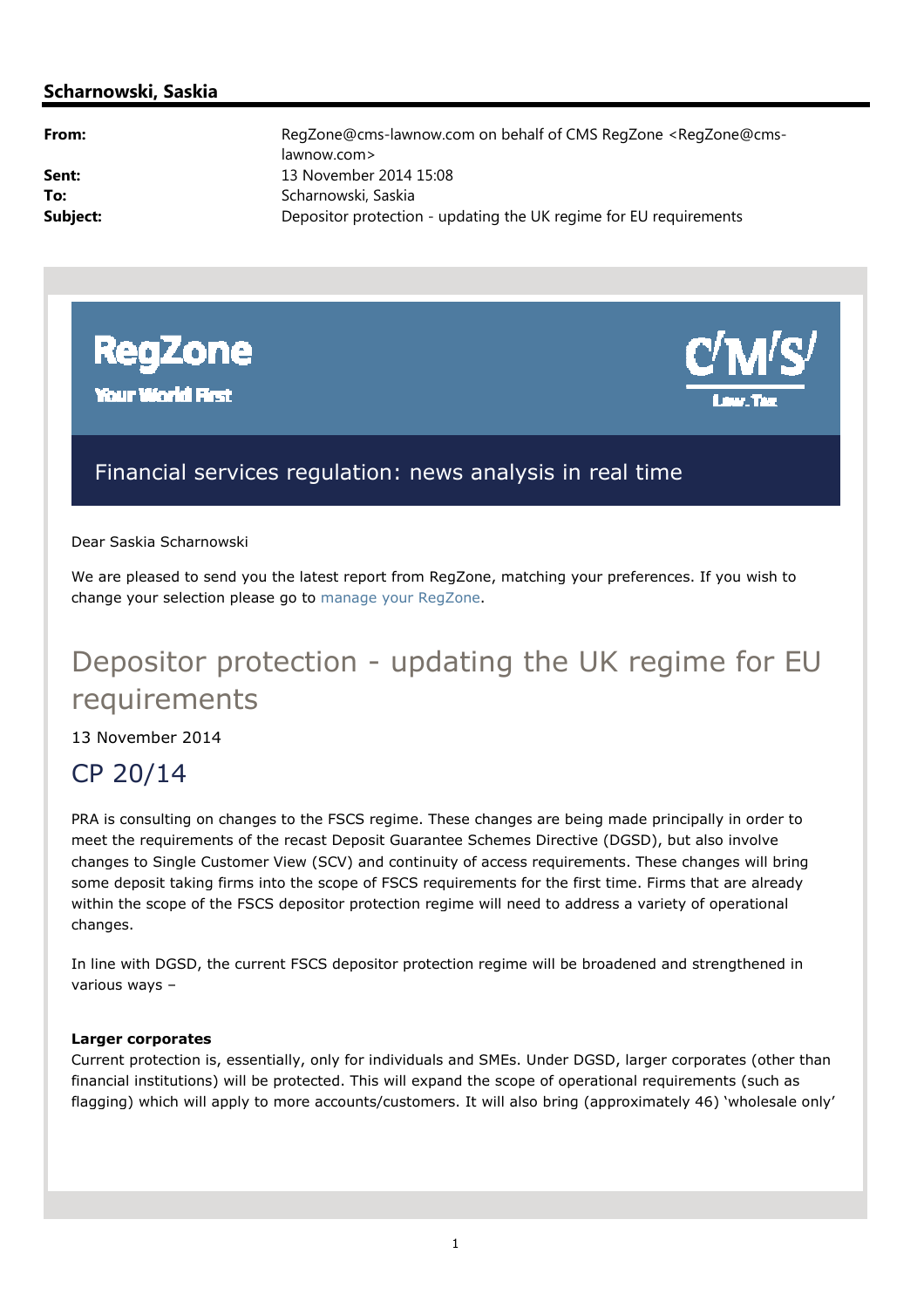## Scharnowski, Saskia

**From:** RegZone@cms-lawnow.com on behalf of CMS RegZone <RegZone@cms-lawnow.com>
**Sent:** 13 November 2014 15:08
**To:** Scharnowski, Saskia
**Subject:** Depositor protection - updating the UK regime for EU requirements

RegZone
Your World First

C'M'S'
Law.Tax

Financial services regulation: news analysis in real time

Dear Saskia Scharnowski

We are pleased to send you the latest report from RegZone, matching your preferences. If you wish to change your selection please go to manage your RegZone.

# Depositor protection - updating the UK regime for EU requirements

13 November 2014

## CP 20/14

PRA is consulting on changes to the FSCS regime. These changes are being made principally in order to meet the requirements of the recast Deposit Guarantee Schemes Directive (DGSD), but also involve changes to Single Customer View (SCV) and continuity of access requirements. These changes will bring some deposit taking firms into the scope of FSCS requirements for the first time. Firms that are already within the scope of the FSCS depositor protection regime will need to address a variety of operational changes.

In line with DGSD, the current FSCS depositor protection regime will be broadened and strengthened in various ways –

**Larger corporates**
Current protection is, essentially, only for individuals and SMEs. Under DGSD, larger corporates (other than financial institutions) will be protected. This will expand the scope of operational requirements (such as flagging) which will apply to more accounts/customers. It will also bring (approximately 46) 'wholesale only'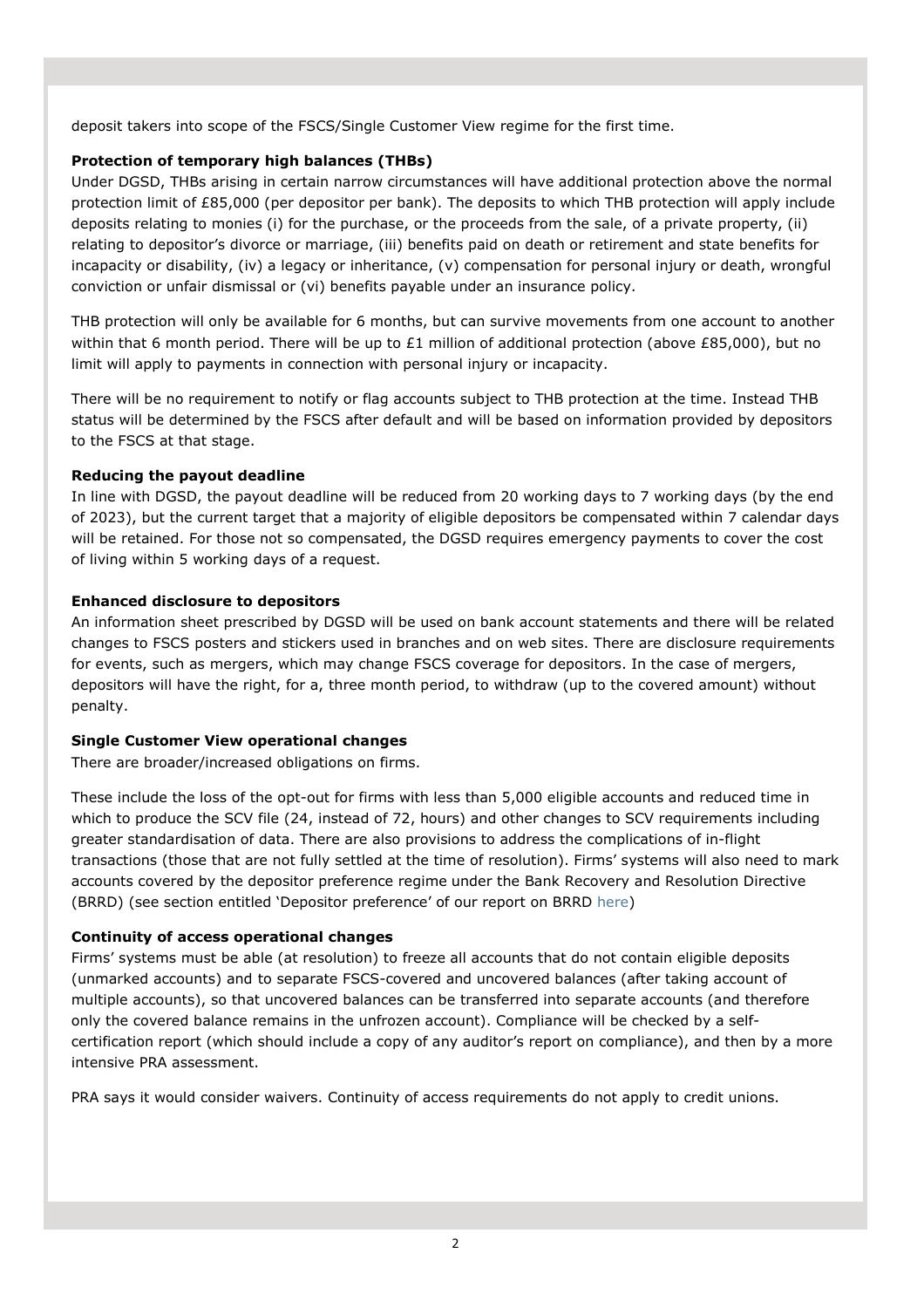deposit takers into scope of the FSCS/Single Customer View regime for the first time.

**Protection of temporary high balances (THBs)**

Under DGSD, THBs arising in certain narrow circumstances will have additional protection above the normal protection limit of £85,000 (per depositor per bank). The deposits to which THB protection will apply include deposits relating to monies (i) for the purchase, or the proceeds from the sale, of a private property, (ii) relating to depositor's divorce or marriage, (iii) benefits paid on death or retirement and state benefits for incapacity or disability, (iv) a legacy or inheritance, (v) compensation for personal injury or death, wrongful conviction or unfair dismissal or (vi) benefits payable under an insurance policy.

THB protection will only be available for 6 months, but can survive movements from one account to another within that 6 month period. There will be up to £1 million of additional protection (above £85,000), but no limit will apply to payments in connection with personal injury or incapacity.

There will be no requirement to notify or flag accounts subject to THB protection at the time. Instead THB status will be determined by the FSCS after default and will be based on information provided by depositors to the FSCS at that stage.

**Reducing the payout deadline**

In line with DGSD, the payout deadline will be reduced from 20 working days to 7 working days (by the end of 2023), but the current target that a majority of eligible depositors be compensated within 7 calendar days will be retained. For those not so compensated, the DGSD requires emergency payments to cover the cost of living within 5 working days of a request.

**Enhanced disclosure to depositors**

An information sheet prescribed by DGSD will be used on bank account statements and there will be related changes to FSCS posters and stickers used in branches and on web sites. There are disclosure requirements for events, such as mergers, which may change FSCS coverage for depositors. In the case of mergers, depositors will have the right, for a, three month period, to withdraw (up to the covered amount) without penalty.

**Single Customer View operational changes**

There are broader/increased obligations on firms.

These include the loss of the opt-out for firms with less than 5,000 eligible accounts and reduced time in which to produce the SCV file (24, instead of 72, hours) and other changes to SCV requirements including greater standardisation of data. There are also provisions to address the complications of in-flight transactions (those that are not fully settled at the time of resolution). Firms' systems will also need to mark accounts covered by the depositor preference regime under the Bank Recovery and Resolution Directive (BRRD) (see section entitled 'Depositor preference' of our report on BRRD here)

**Continuity of access operational changes**

Firms' systems must be able (at resolution) to freeze all accounts that do not contain eligible deposits (unmarked accounts) and to separate FSCS-covered and uncovered balances (after taking account of multiple accounts), so that uncovered balances can be transferred into separate accounts (and therefore only the covered balance remains in the unfrozen account). Compliance will be checked by a self-certification report (which should include a copy of any auditor's report on compliance), and then by a more intensive PRA assessment.

PRA says it would consider waivers. Continuity of access requirements do not apply to credit unions.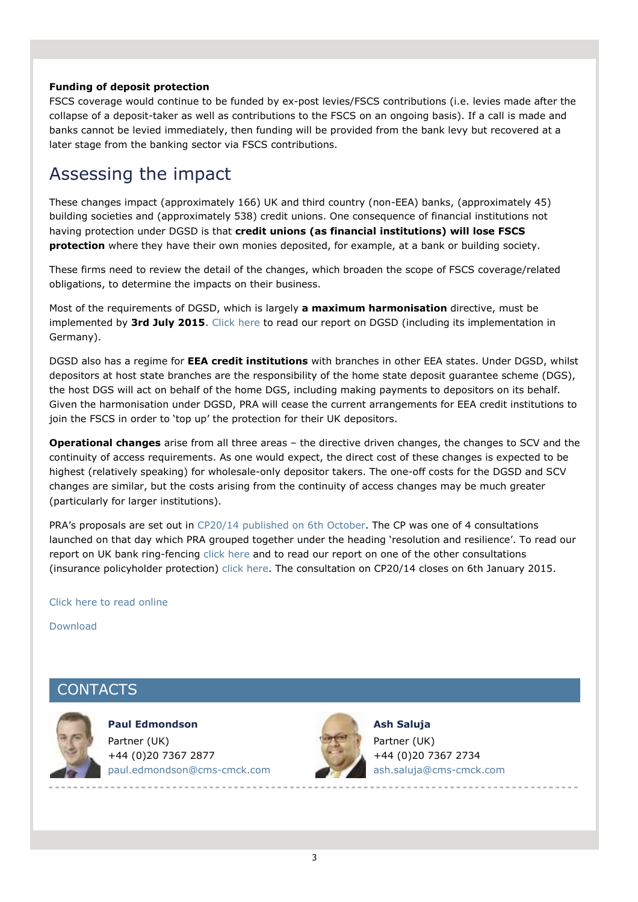**Funding of deposit protection**

FSCS coverage would continue to be funded by ex-post levies/FSCS contributions (i.e. levies made after the collapse of a deposit-taker as well as contributions to the FSCS on an ongoing basis). If a call is made and banks cannot be levied immediately, then funding will be provided from the bank levy but recovered at a later stage from the banking sector via FSCS contributions.

## Assessing the impact

These changes impact (approximately 166) UK and third country (non-EEA) banks, (approximately 45) building societies and (approximately 538) credit unions. One consequence of financial institutions not having protection under DGSD is that **credit unions (as financial institutions) will lose FSCS protection** where they have their own monies deposited, for example, at a bank or building society.

These firms need to review the detail of the changes, which broaden the scope of FSCS coverage/related obligations, to determine the impacts on their business.

Most of the requirements of DGSD, which is largely **a maximum harmonisation** directive, must be implemented by **3rd July 2015**. Click here to read our report on DGSD (including its implementation in Germany).

DGSD also has a regime for **EEA credit institutions** with branches in other EEA states. Under DGSD, whilst depositors at host state branches are the responsibility of the home state deposit guarantee scheme (DGS), the host DGS will act on behalf of the home DGS, including making payments to depositors on its behalf. Given the harmonisation under DGSD, PRA will cease the current arrangements for EEA credit institutions to join the FSCS in order to 'top up' the protection for their UK depositors.

**Operational changes** arise from all three areas – the directive driven changes, the changes to SCV and the continuity of access requirements. As one would expect, the direct cost of these changes is expected to be highest (relatively speaking) for wholesale-only depositor takers. The one-off costs for the DGSD and SCV changes are similar, but the costs arising from the continuity of access changes may be much greater (particularly for larger institutions).

PRA's proposals are set out in CP20/14 published on 6th October. The CP was one of 4 consultations launched on that day which PRA grouped together under the heading 'resolution and resilience'. To read our report on UK bank ring-fencing click here and to read our report on one of the other consultations (insurance policyholder protection) click here. The consultation on CP20/14 closes on 6th January 2015.

Click here to read online

Download

## CONTACTS

**Paul Edmondson**
Partner (UK)
+44 (0)20 7367 2877
paul.edmondson@cms-cmck.com

**Ash Saluja**
Partner (UK)
+44 (0)20 7367 2734
ash.saluja@cms-cmck.com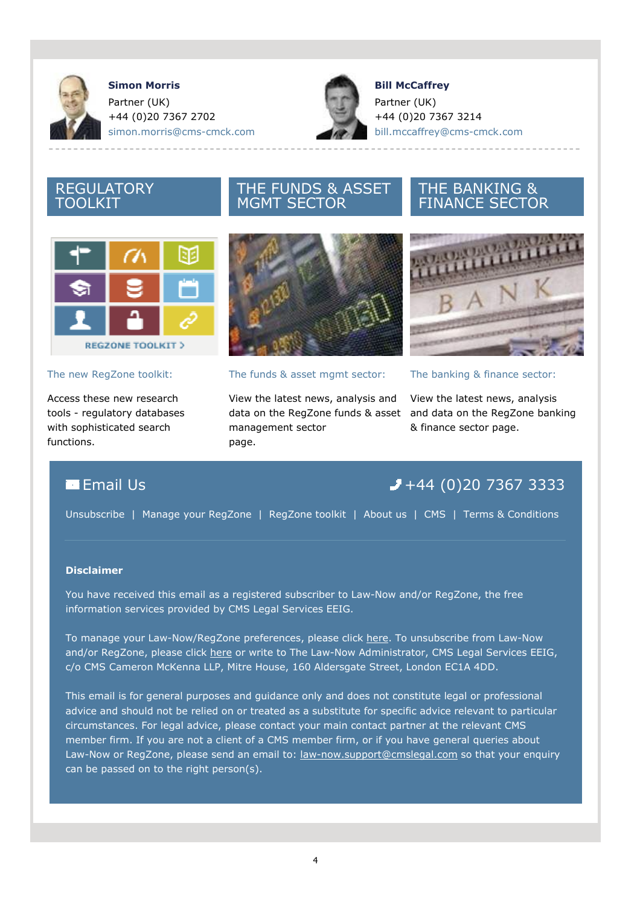**Simon Morris**
Partner (UK)
+44 (0)20 7367 2702
simon.morris@cms-cmck.com

**Bill McCaffrey**
Partner (UK)
+44 (0)20 7367 3214
bill.mccaffrey@cms-cmck.com

## REGULATORY TOOLKIT

The new RegZone toolkit:

Access these new research tools - regulatory databases with sophisticated search functions.

## THE FUNDS & ASSET MGMT SECTOR

The funds & asset mgmt sector:

View the latest news, analysis and data on the RegZone funds & asset management sector page.

## THE BANKING & FINANCE SECTOR

The banking & finance sector:

View the latest news, analysis and data on the RegZone banking & finance sector page.

Email Us

+44 (0)20 7367 3333

Unsubscribe | Manage your RegZone | RegZone toolkit | About us | CMS | Terms & Conditions

**Disclaimer**

You have received this email as a registered subscriber to Law-Now and/or RegZone, the free information services provided by CMS Legal Services EEIG.

To manage your Law-Now/RegZone preferences, please click here. To unsubscribe from Law-Now and/or RegZone, please click here or write to The Law-Now Administrator, CMS Legal Services EEIG, c/o CMS Cameron McKenna LLP, Mitre House, 160 Aldersgate Street, London EC1A 4DD.

This email is for general purposes and guidance only and does not constitute legal or professional advice and should not be relied on or treated as a substitute for specific advice relevant to particular circumstances. For legal advice, please contact your main contact partner at the relevant CMS member firm. If you are not a client of a CMS member firm, or if you have general queries about Law-Now or RegZone, please send an email to: law-now.support@cmslegal.com so that your enquiry can be passed on to the right person(s).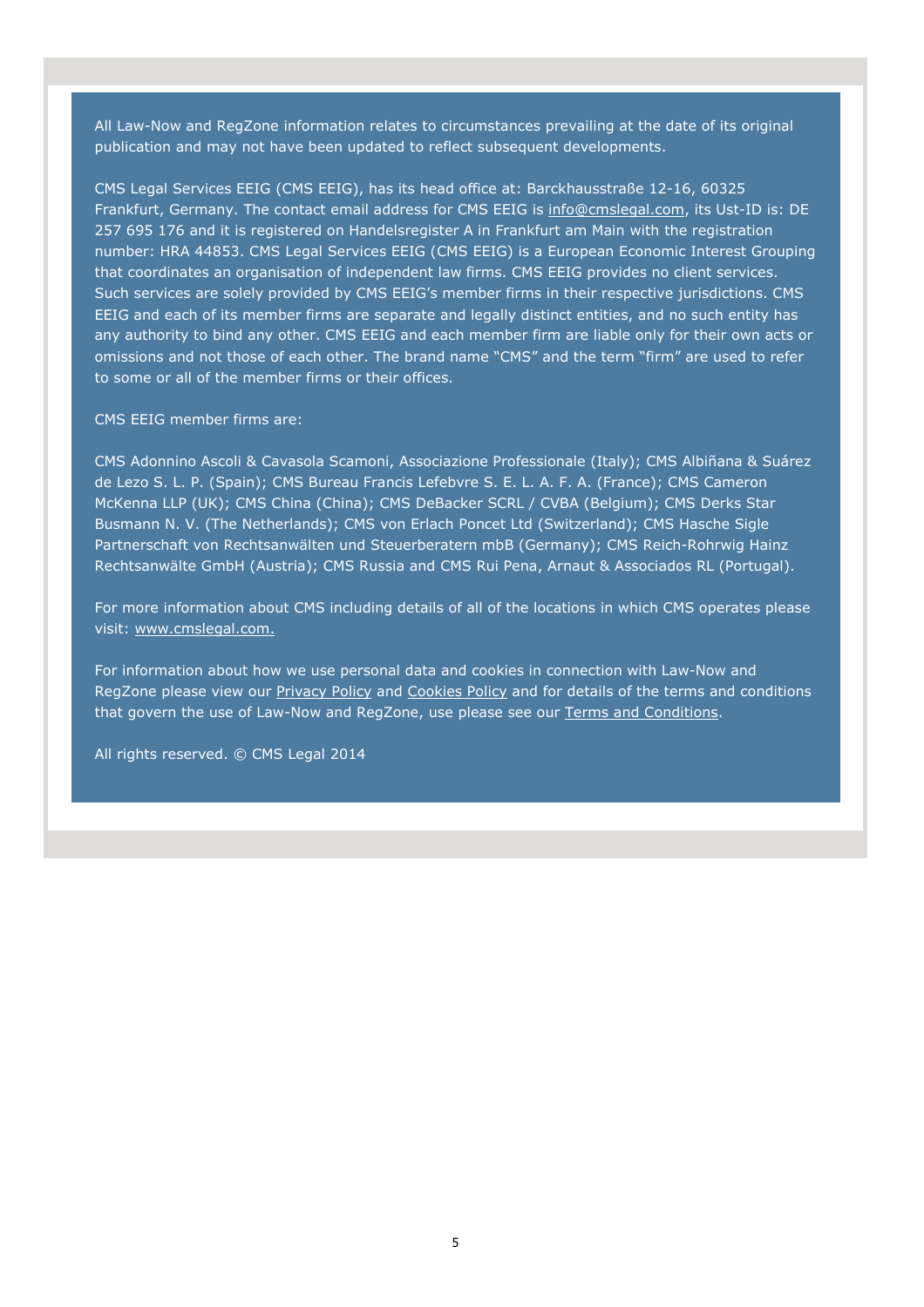All Law-Now and RegZone information relates to circumstances prevailing at the date of its original publication and may not have been updated to reflect subsequent developments.

CMS Legal Services EEIG (CMS EEIG), has its head office at: Barckhausstraße 12-16, 60325 Frankfurt, Germany. The contact email address for CMS EEIG is info@cmslegal.com, its Ust-ID is: DE 257 695 176 and it is registered on Handelsregister A in Frankfurt am Main with the registration number: HRA 44853. CMS Legal Services EEIG (CMS EEIG) is a European Economic Interest Grouping that coordinates an organisation of independent law firms. CMS EEIG provides no client services. Such services are solely provided by CMS EEIG's member firms in their respective jurisdictions. CMS EEIG and each of its member firms are separate and legally distinct entities, and no such entity has any authority to bind any other. CMS EEIG and each member firm are liable only for their own acts or omissions and not those of each other. The brand name "CMS" and the term "firm" are used to refer to some or all of the member firms or their offices.

CMS EEIG member firms are:

CMS Adonnino Ascoli & Cavasola Scamoni, Associazione Professionale (Italy); CMS Albiñana & Suárez de Lezo S. L. P. (Spain); CMS Bureau Francis Lefebvre S. E. L. A. F. A. (France); CMS Cameron McKenna LLP (UK); CMS China (China); CMS DeBacker SCRL / CVBA (Belgium); CMS Derks Star Busmann N. V. (The Netherlands); CMS von Erlach Poncet Ltd (Switzerland); CMS Hasche Sigle Partnerschaft von Rechtsanwälten und Steuerberatern mbB (Germany); CMS Reich-Rohrwig Hainz Rechtsanwälte GmbH (Austria); CMS Russia and CMS Rui Pena, Arnaut & Associados RL (Portugal).

For more information about CMS including details of all of the locations in which CMS operates please visit: www.cmslegal.com.

For information about how we use personal data and cookies in connection with Law-Now and RegZone please view our Privacy Policy and Cookies Policy and for details of the terms and conditions that govern the use of Law-Now and RegZone, use please see our Terms and Conditions.

All rights reserved. © CMS Legal 2014